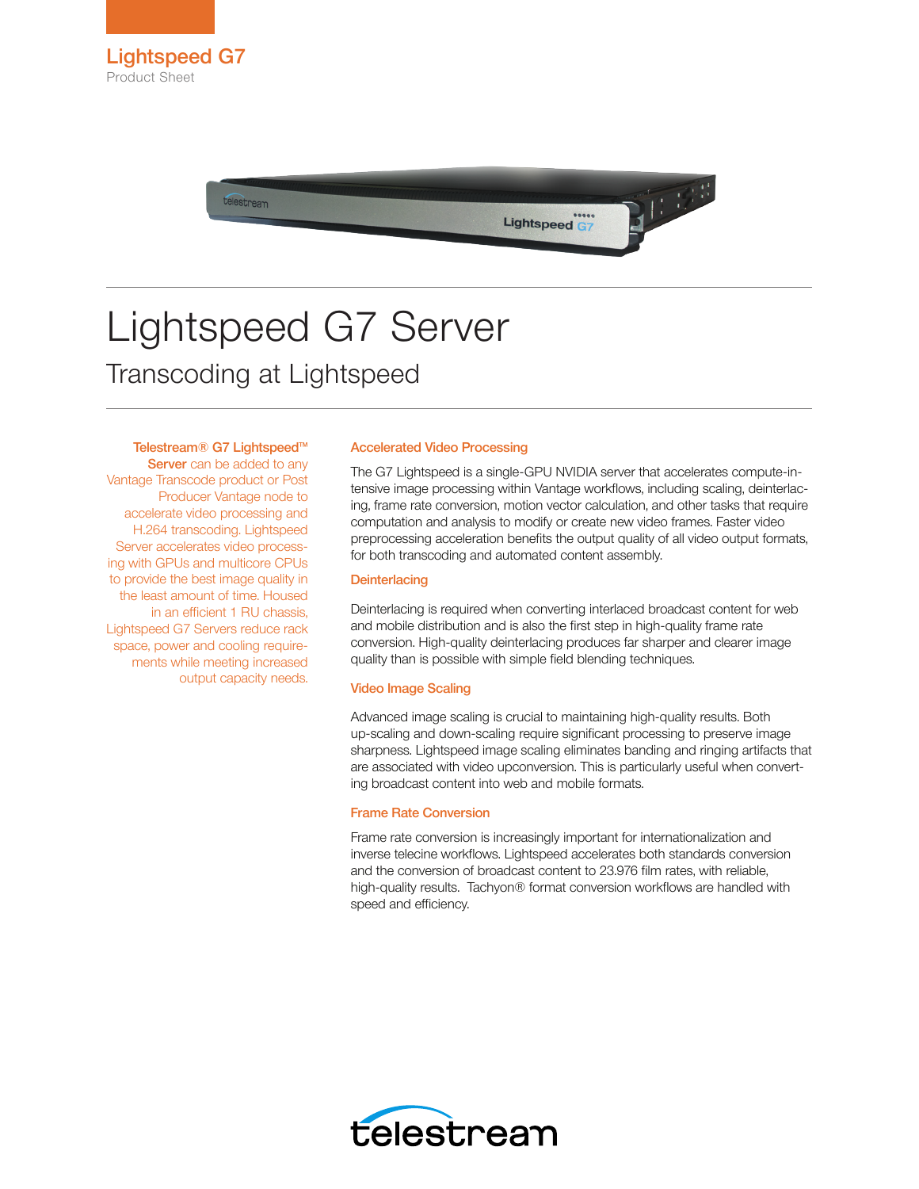Lightspeed G7

Product Sheet

# Lightspeed G7 Server

## Transcoding at Lightspeed

**Telestream® G7 Lightspeed™ Server** can be added to any Vantage Transcode product or Post Producer Vantage node to accelerate video processing and H.264 transcoding. Lightspeed Server accelerates video processing with GPUs and multicore CPUs to provide the best image quality in the least amount of time. Housed in an efficient 1 RU chassis, Lightspeed G7 Servers reduce rack space, power and cooling requirements while meeting increased output capacity needs.

### Accelerated Video Processing

The G7 Lightspeed is a single-GPU NVIDIA server that accelerates compute-intensive image processing within Vantage workflows, including scaling, deinterlacing, frame rate conversion, motion vector calculation, and other tasks that require computation and analysis to modify or create new video frames. Faster video preprocessing acceleration benefits the output quality of all video output formats, for both transcoding and automated content assembly.

### Deinterlacing

Deinterlacing is required when converting interlaced broadcast content for web and mobile distribution and is also the first step in high-quality frame rate conversion. High-quality deinterlacing produces far sharper and clearer image quality than is possible with simple field blending techniques.

### Video Image Scaling

Advanced image scaling is crucial to maintaining high-quality results. Both up-scaling and down-scaling require significant processing to preserve image sharpness. Lightspeed image scaling eliminates banding and ringing artifacts that are associated with video upconversion. This is particularly useful when converting broadcast content into web and mobile formats.

### Frame Rate Conversion

Frame rate conversion is increasingly important for internationalization and inverse telecine workflows. Lightspeed accelerates both standards conversion and the conversion of broadcast content to 23.976 film rates, with reliable, high-quality results. Tachyon® format conversion workflows are handled with speed and efficiency.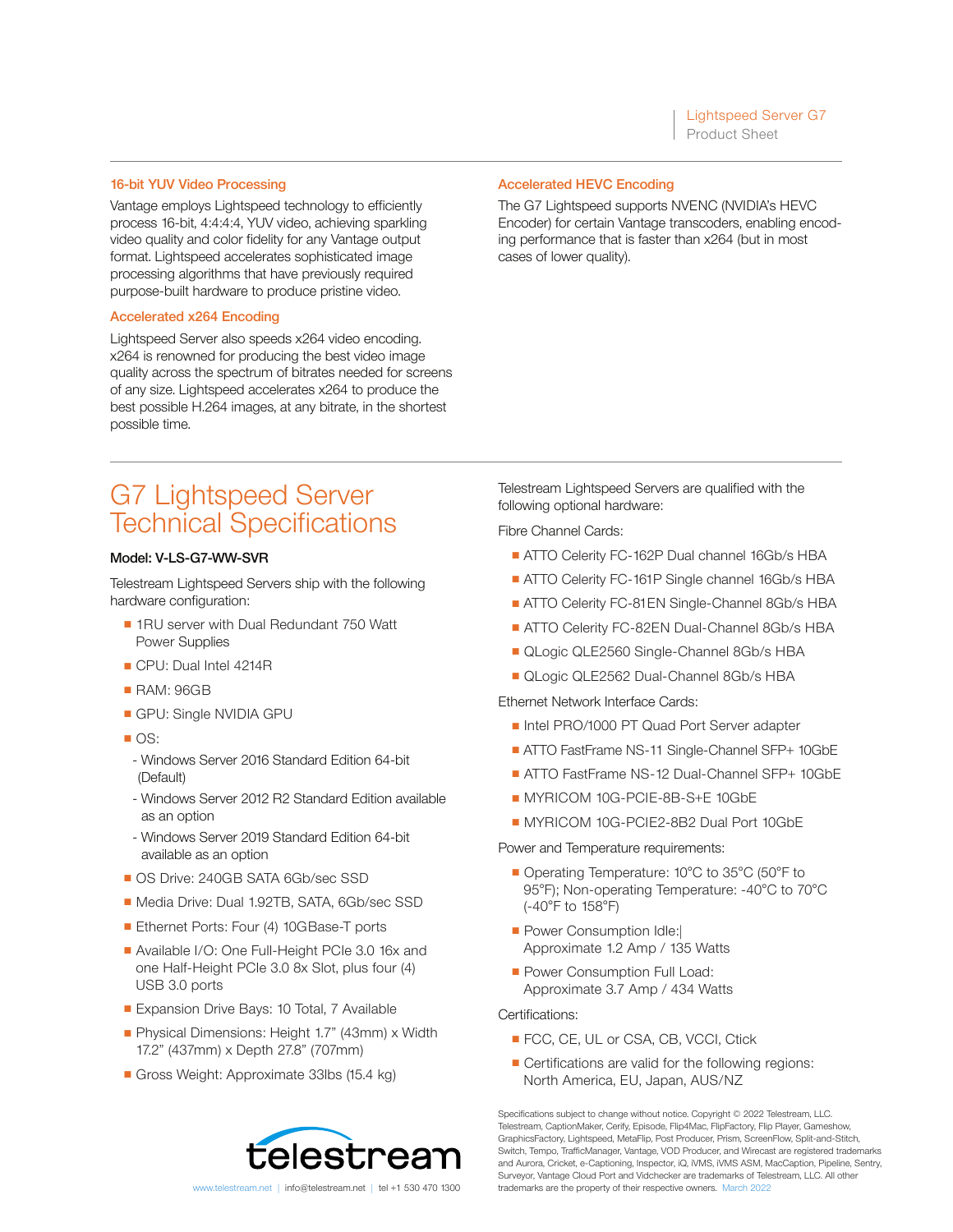### 16-bit YUV Video Processing

Vantage employs Lightspeed technology to efficiently process 16-bit, 4:4:4:4, YUV video, achieving sparkling video quality and color fidelity for any Vantage output format. Lightspeed accelerates sophisticated image processing algorithms that have previously required purpose-built hardware to produce pristine video.

### Accelerated x264 Encoding

Lightspeed Server also speeds x264 video encoding. x264 is renowned for producing the best video image quality across the spectrum of bitrates needed for screens of any size. Lightspeed accelerates x264 to produce the best possible H.264 images, at any bitrate, in the shortest possible time.

### Accelerated HEVC Encoding

The G7 Lightspeed supports NVENC (NVIDIA's HEVC Encoder) for certain Vantage transcoders, enabling encoding performance that is faster than x264 (but in most cases of lower quality).

# G7 Lightspeed Server Technical Specifications

**Model: V-LS-G7-WW-SVR**

Telestream Lightspeed Servers ship with the following hardware configuration:

- 1RU server with Dual Redundant 750 Watt Power Supplies
- CPU: Dual Intel 4214R
- RAM: 96GB
- GPU: Single NVIDIA GPU
- OS:
  - Windows Server 2016 Standard Edition 64-bit (Default)
  - Windows Server 2012 R2 Standard Edition available as an option
  - Windows Server 2019 Standard Edition 64-bit available as an option
- OS Drive: 240GB SATA 6Gb/sec SSD
- Media Drive: Dual 1.92TB, SATA, 6Gb/sec SSD
- Ethernet Ports: Four (4) 10GBase-T ports
- Available I/O: One Full-Height PCIe 3.0 16x and one Half-Height PCIe 3.0 8x Slot, plus four (4) USB 3.0 ports
- Expansion Drive Bays: 10 Total, 7 Available
- Physical Dimensions: Height 1.7" (43mm) x Width 17.2" (437mm) x Depth 27.8" (707mm)
- Gross Weight: Approximate 33lbs (15.4 kg)

Telestream Lightspeed Servers are qualified with the following optional hardware:

Fibre Channel Cards:

- ATTO Celerity FC-162P Dual channel 16Gb/s HBA
- ATTO Celerity FC-161P Single channel 16Gb/s HBA
- ATTO Celerity FC-81EN Single-Channel 8Gb/s HBA
- ATTO Celerity FC-82EN Dual-Channel 8Gb/s HBA
- QLogic QLE2560 Single-Channel 8Gb/s HBA
- QLogic QLE2562 Dual-Channel 8Gb/s HBA

Ethernet Network Interface Cards:

- Intel PRO/1000 PT Quad Port Server adapter
- ATTO FastFrame NS-11 Single-Channel SFP+ 10GbE
- ATTO FastFrame NS-12 Dual-Channel SFP+ 10GbE
- MYRICOM 10G-PCIE-8B-S+E 10GbE
- MYRICOM 10G-PCIE2-8B2 Dual Port 10GbE

Power and Temperature requirements:

- Operating Temperature: 10°C to 35°C (50°F to 95°F); Non-operating Temperature: -40°C to 70°C (-40°F to 158°F)
- Power Consumption Idle: Approximate 1.2 Amp / 135 Watts
- Power Consumption Full Load: Approximate 3.7 Amp / 434 Watts

Certifications:

- FCC, CE, UL or CSA, CB, VCCI, Ctick
- Certifications are valid for the following regions: North America, EU, Japan, AUS/NZ

telestream

www.telestream.net | info@telestream.net | tel +1 530 470 1300

Specifications subject to change without notice. Copyright © 2022 Telestream, LLC. Telestream, CaptionMaker, Cerify, Episode, Flip4Mac, FlipFactory, Flip Player, Gameshow, GraphicsFactory, Lightspeed, MetaFlip, Post Producer, Prism, ScreenFlow, Split-and-Stitch, Switch, Tempo, TrafficManager, Vantage, VOD Producer, and Wirecast are registered trademarks and Aurora, Cricket, e-Captioning, Inspector, iQ, iVMS, iVMS ASM, MacCaption, Pipeline, Sentry, Surveyor, Vantage Cloud Port and Vidchecker are trademarks of Telestream, LLC. All other trademarks are the property of their respective owners. March 2022